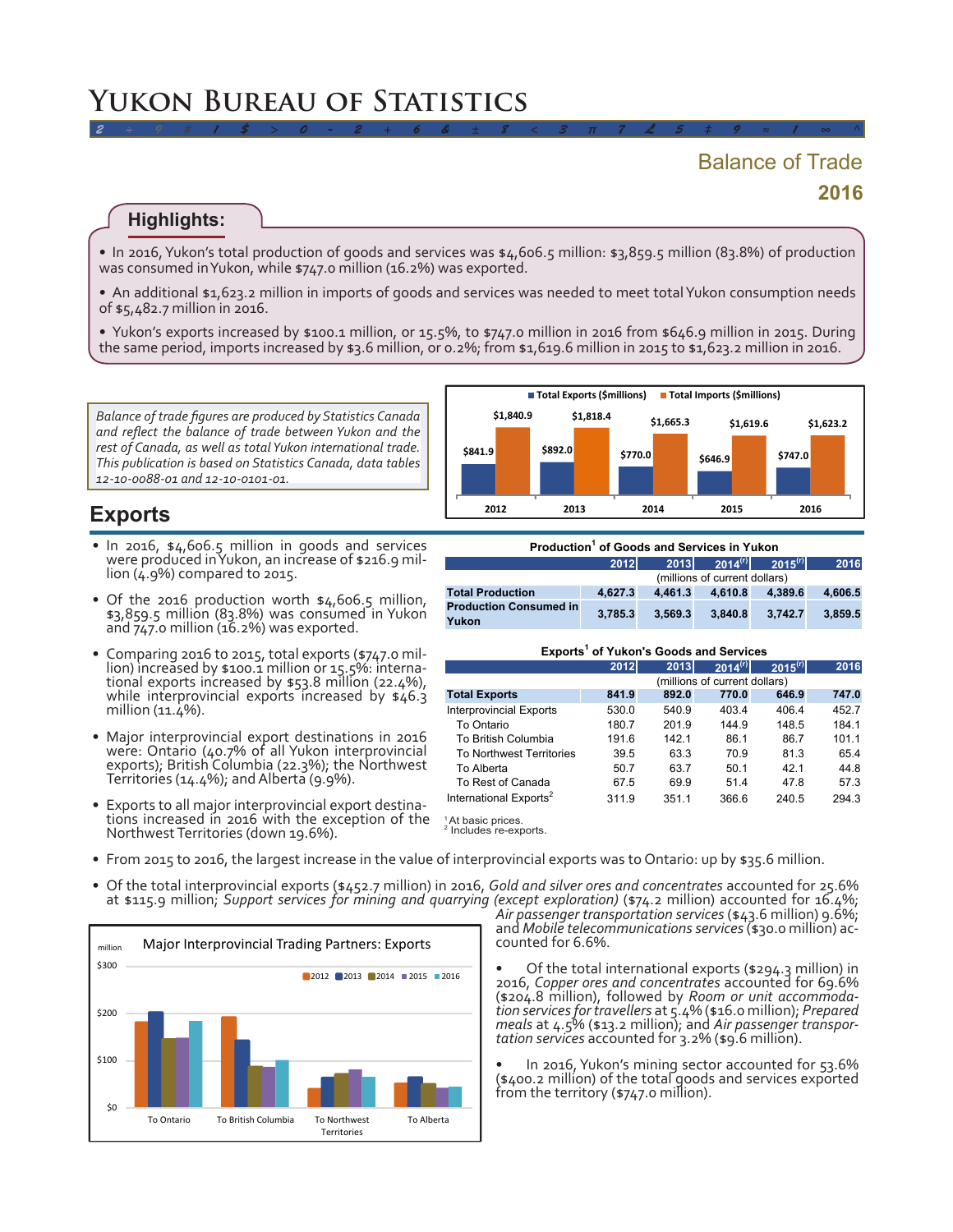# Yukon Bureau of Statistics

## Balance of Trade 2016

### Highlights:

- In 2016, Yukon's total production of goods and services was $4,606.5 million: $3,859.5 million (83.8%) of production was consumed in Yukon, while $747.0 million (16.2%) was exported.
- An additional $1,623.2 million in imports of goods and services was needed to meet total Yukon consumption needs of $5,482.7 million in 2016.
- Yukon's exports increased by $100.1 million, or 15.5%, to $747.0 million in 2016 from $646.9 million in 2015. During the same period, imports increased by $3.6 million, or 0.2%; from $1,619.6 million in 2015 to $1,623.2 million in 2016.

*Balance of trade figures are produced by Statistics Canada and reflect the balance of trade between Yukon and the rest of Canada, as well as total Yukon international trade. This publication is based on Statistics Canada, data tables 12-10-0088-01 and 12-10-0101-01.*

| | 2012 | 2013 | 2014 | 2015 | 2016 |
|---|---|---|---|---|---|
| Total Exports ($millions) | $841.9 | $892.0 | $770.0 | $646.9 | $747.0 |
| Total Imports ($millions) | $1,840.9 | $1,818.4 | $1,665.3 | $1,619.6 | $1,623.2 |

## Exports

- In 2016, $4,606.5 million in goods and services were produced in Yukon, an increase of $216.9 million (4.9%) compared to 2015.
- Of the 2016 production worth $4,606.5 million, $3,859.5 million (83.8%) was consumed in Yukon and 747.0 million (16.2%) was exported.
- Comparing 2016 to 2015, total exports ($747.0 million) increased by $100.1 million or 15.5%: international exports increased by $53.8 million (22.4%), while interprovincial exports increased by $46.3 million (11.4%).
- Major interprovincial export destinations in 2016 were: Ontario (40.7% of all Yukon interprovincial exports); British Columbia (22.3%); the Northwest Territories (14.4%); and Alberta (9.9%).
- Exports to all major interprovincial export destinations increased in 2016 with the exception of the Northwest Territories (down 19.6%).

**Production[1] of Goods and Services in Yukon**

| | 2012 | 2013 | 2014(r) | 2015(r) | 2016 |
|---|---|---|---|---|---|
| | (millions of current dollars) | | | | |
| **Total Production** | **4,627.3** | **4,461.3** | **4,610.8** | **4,389.6** | **4,606.5** |
| **Production Consumed in Yukon** | **3,785.3** | **3,569.3** | **3,840.8** | **3,742.7** | **3,859.5** |

**Exports[1] of Yukon's Goods and Services**

| | 2012 | 2013 | 2014(r) | 2015(r) | 2016 |
|---|---|---|---|---|---|
| | (millions of current dollars) | | | | |
| **Total Exports** | **841.9** | **892.0** | **770.0** | **646.9** | **747.0** |
| Interprovincial Exports | 530.0 | 540.9 | 403.4 | 406.4 | 452.7 |
| To Ontario | 180.7 | 201.9 | 144.9 | 148.5 | 184.1 |
| To British Columbia | 191.6 | 142.1 | 86.1 | 86.7 | 101.1 |
| To Northwest Territories | 39.5 | 63.3 | 70.9 | 81.3 | 65.4 |
| To Alberta | 50.7 | 63.7 | 50.1 | 42.1 | 44.8 |
| To Rest of Canada | 67.5 | 69.9 | 51.4 | 47.8 | 57.3 |
| International Exports[2] | 311.9 | 351.1 | 366.6 | 240.5 | 294.3 |

[1] At basic prices.
[2] Includes re-exports.

- From 2015 to 2016, the largest increase in the value of interprovincial exports was to Ontario: up by $35.6 million.
- Of the total interprovincial exports ($452.7 million) in 2016, *Gold and silver ores and concentrates* accounted for 25.6% at $115.9 million; *Support services for mining and quarrying (except exploration)* ($74.2 million) accounted for 16.4%; *Air passenger transportation services* ($43.6 million) 9.6%; and *Mobile telecommunications services* ($30.0 million) accounted for 6.6%.
- Of the total international exports ($294.3 million) in 2016, *Copper ores and concentrates* accounted for 69.6% ($204.8 million), followed by *Room or unit accommodation services for travellers* at 5.4% ($16.0 million); *Prepared meals* at 4.5% ($13.2 million); and *Air passenger transportation services* accounted for 3.2% ($9.6 million).
- In 2016, Yukon's mining sector accounted for 53.6% ($400.2 million) of the total goods and services exported from the territory ($747.0 million).

**Major Interprovincial Trading Partners: Exports**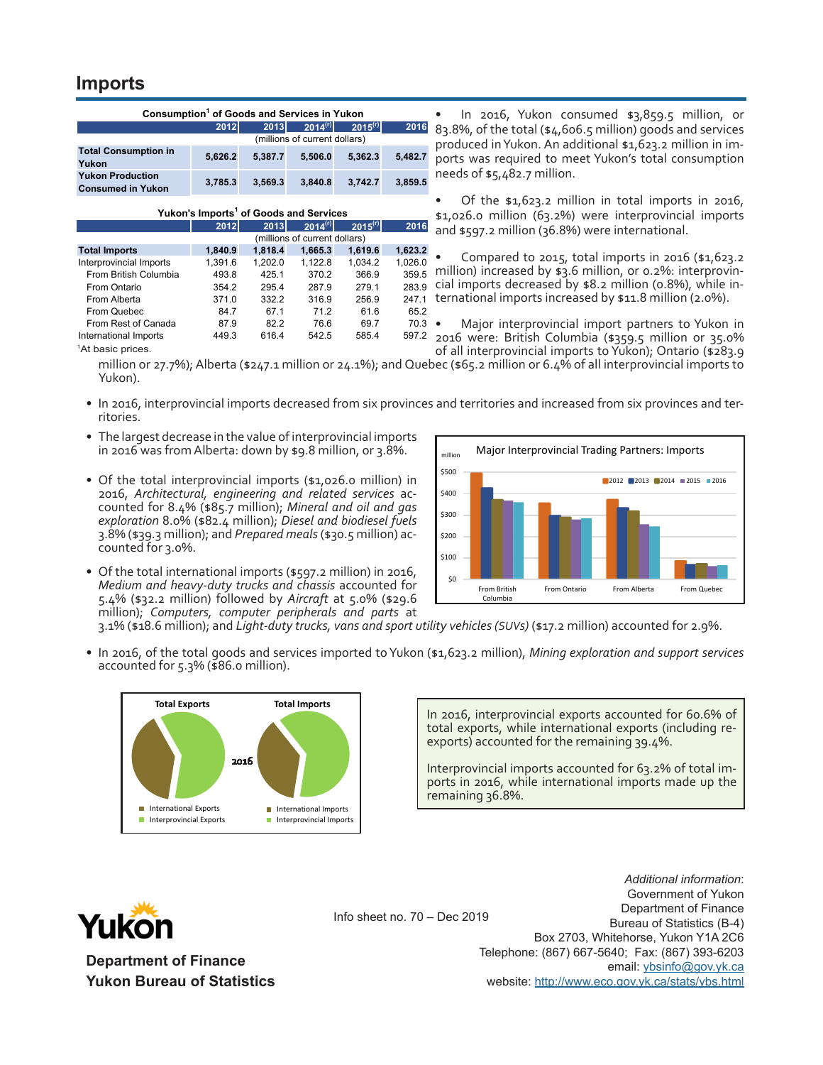## Imports

**Consumption[1] of Goods and Services in Yukon**

| | 2012 | 2013 | 2014(r) | 2015(r) | 2016 |
|---|---|---|---|---|---|
| | (millions of current dollars) | | | | |
| **Total Consumption in Yukon** | **5,626.2** | **5,387.7** | **5,506.0** | **5,362.3** | **5,482.7** |
| **Yukon Production Consumed in Yukon** | **3,785.3** | **3,569.3** | **3,840.8** | **3,742.7** | **3,859.5** |

**Yukon's Imports[1] of Goods and Services**

| | 2012 | 2013 | 2014(r) | 2015(r) | 2016 |
|---|---|---|---|---|---|
| | (millions of current dollars) | | | | |
| **Total Imports** | **1,840.9** | **1,818.4** | **1,665.3** | **1,619.6** | **1,623.2** |
| Interprovincial Imports | 1,391.6 | 1,202.0 | 1,122.8 | 1,034.2 | 1,026.0 |
| From British Columbia | 493.8 | 425.1 | 370.2 | 366.9 | 359.5 |
| From Ontario | 354.2 | 295.4 | 287.9 | 279.1 | 283.9 |
| From Alberta | 371.0 | 332.2 | 316.9 | 256.9 | 247.1 |
| From Quebec | 84.7 | 67.1 | 71.2 | 61.6 | 65.2 |
| From Rest of Canada | 87.9 | 82.2 | 76.6 | 69.7 | 70.3 |
| International Imports | 449.3 | 616.4 | 542.5 | 585.4 | 597.2 |

[1]At basic prices.

- In 2016, Yukon consumed $3,859.5 million, or 83.8%, of the total ($4,606.5 million) goods and services produced in Yukon. An additional $1,623.2 million in imports was required to meet Yukon's total consumption needs of $5,482.7 million.
- Of the $1,623.2 million in total imports in 2016, $1,026.0 million (63.2%) were interprovincial imports and $597.2 million (36.8%) were international.
- Compared to 2015, total imports in 2016 ($1,623.2 million) increased by $3.6 million, or 0.2%: interprovincial imports decreased by $8.2 million (0.8%), while international imports increased by $11.8 million (2.0%).
- Major interprovincial import partners to Yukon in 2016 were: British Columbia ($359.5 million or 35.0% of all interprovincial imports to Yukon); Ontario ($283.9 million or 27.7%); Alberta ($247.1 million or 24.1%); and Quebec ($65.2 million or 6.4% of all interprovincial imports to Yukon).
- In 2016, interprovincial imports decreased from six provinces and territories and increased from six provinces and territories.
- The largest decrease in the value of interprovincial imports in 2016 was from Alberta: down by $9.8 million, or 3.8%.
- Of the total interprovincial imports ($1,026.0 million) in 2016, *Architectural, engineering and related services* accounted for 8.4% ($85.7 million); *Mineral and oil and gas exploration* 8.0% ($82.4 million); *Diesel and biodiesel fuels* 3.8% ($39.3 million); and *Prepared meals* ($30.5 million) accounted for 3.0%.
- Of the total international imports ($597.2 million) in 2016, *Medium and heavy-duty trucks and chassis* accounted for 5.4% ($32.2 million) followed by *Aircraft* at 5.0% ($29.6 million); *Computers, computer peripherals and parts* at 3.1% ($18.6 million); and *Light-duty trucks, vans and sport utility vehicles (SUVs)* ($17.2 million) accounted for 2.9%.

Major Interprovincial Trading Partners: Imports

million

$500
$400
$300
$200
$100
$0

2012 2013 2014 2015 2016

From British Columbia
From Ontario
From Alberta
From Quebec

- In 2016, of the total goods and services imported to Yukon ($1,623.2 million), *Mining exploration and support services* accounted for 5.3% ($86.0 million).

Total Exports

Total Imports

2016

International Exports
Interprovincial Exports

International Imports
Interprovincial Imports

In 2016, interprovincial exports accounted for 60.6% of total exports, while international exports (including re-exports) accounted for the remaining 39.4%.

Interprovincial imports accounted for 63.2% of total imports in 2016, while international imports made up the remaining 36.8%.

Yukon

**Department of Finance**
**Yukon Bureau of Statistics**

Info sheet no. 70 – Dec 2019

*Additional information*:
Government of Yukon
Department of Finance
Bureau of Statistics (B-4)
Box 2703, Whitehorse, Yukon Y1A 2C6
Telephone: (867) 667-5640; Fax: (867) 393-6203
email: ybsinfo@gov.yk.ca
website: http://www.eco.gov.yk.ca/stats/ybs.html